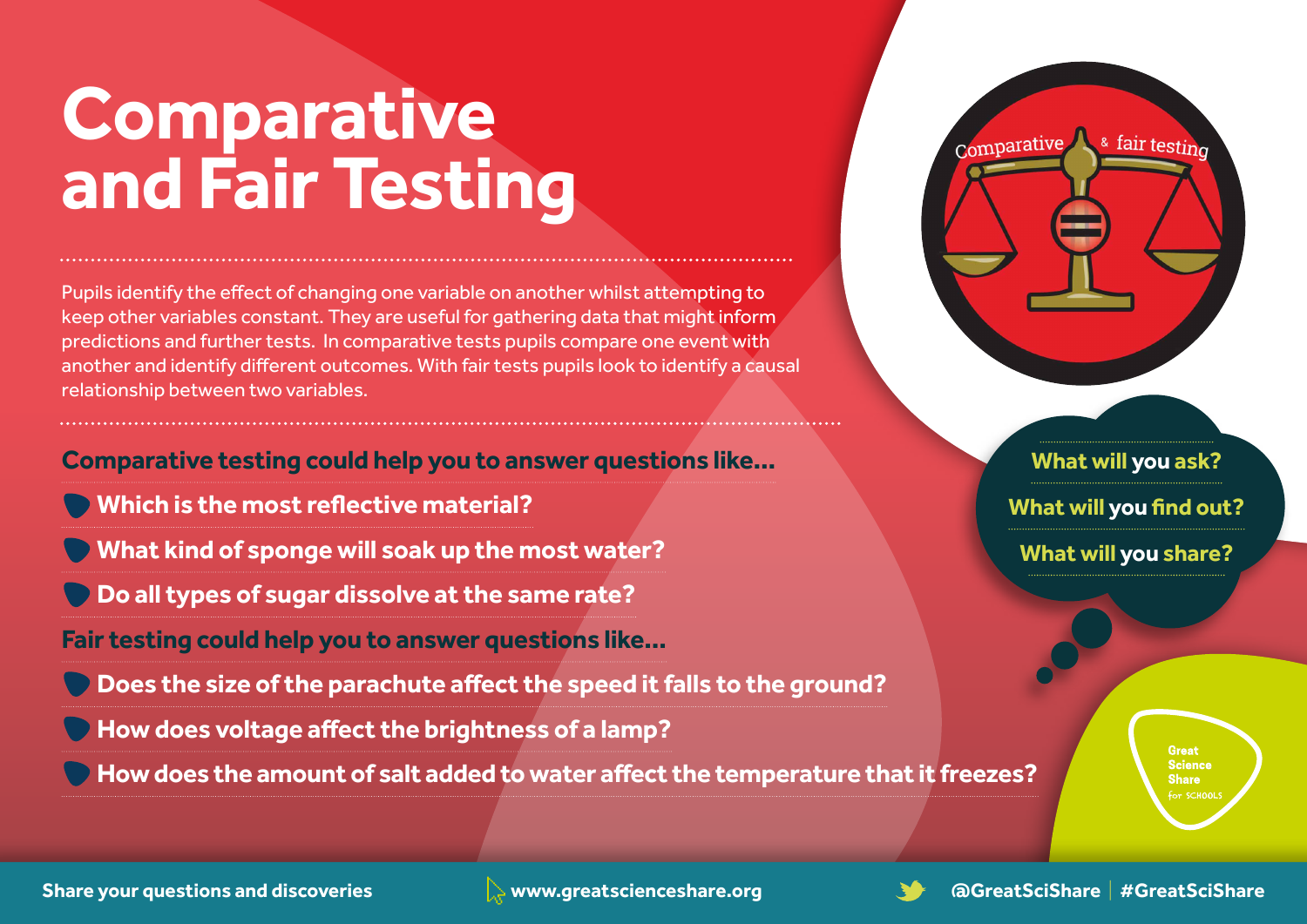# Comparative and Fair Testing

Pupils identify the effect of changing one variable on another whilst attempting to keep other variables constant. They are useful for gathering data that might inform predictions and further tests. In comparative tests pupils compare one event with another and identify different outcomes. With fair tests pupils look to identify a causal relationship between two variables.

## Comparative testing could help you to answer questions like...

- Which is the most reflective material?
- What kind of sponge will soak up the most water?
- Do all types of sugar dissolve at the same rate?

## Fair testing could help you to answer questions like...

- Does the size of the parachute affect the speed it falls to the ground?
- How does voltage affect the brightness of a lamp?
- How does the amount of salt added to water affect the temperature that it freezes?

What will you ask?

What will you find out?

What will you share?

Great Science Share for SCHOOLS

Share your questions and discoveries | www.greatscienceshare.org | @GreatSciShare | #GreatSciShare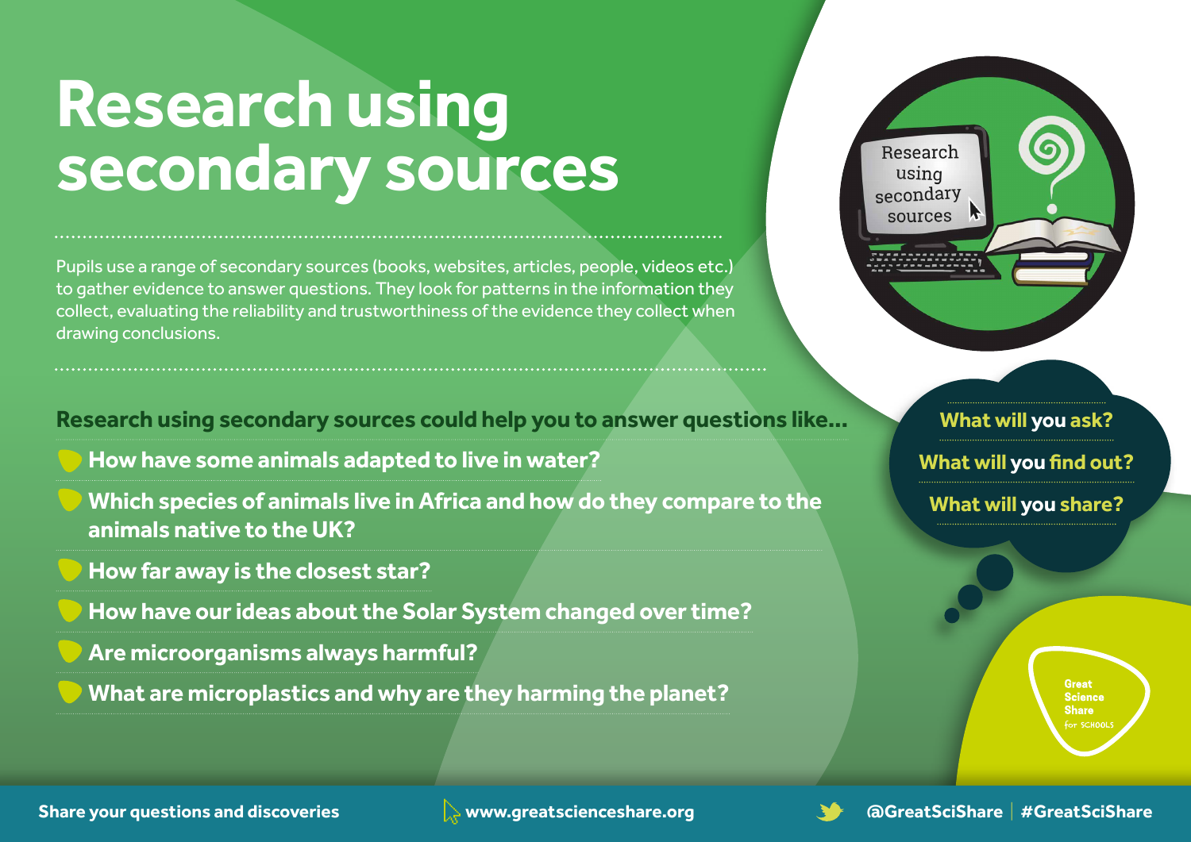# Research using secondary sources

Pupils use a range of secondary sources (books, websites, articles, people, videos etc.) to gather evidence to answer questions. They look for patterns in the information they collect, evaluating the reliability and trustworthiness of the evidence they collect when drawing conclusions.

**Research using secondary sources could help you to answer questions like...**

- **How have some animals adapted to live in water?**
- **Which species of animals live in Africa and how do they compare to the animals native to the UK?**
- **How far away is the closest star?**
- **How have our ideas about the Solar System changed over time?**
- **Are microorganisms always harmful?**
- **What are microplastics and why are they harming the planet?**

**What will you ask?**

**What will you find out?**

**What will you share?**

Great Science Share for SCHOOLS

Share your questions and discoveries | www.greatscienceshare.org | @GreatSciShare | #GreatSciShare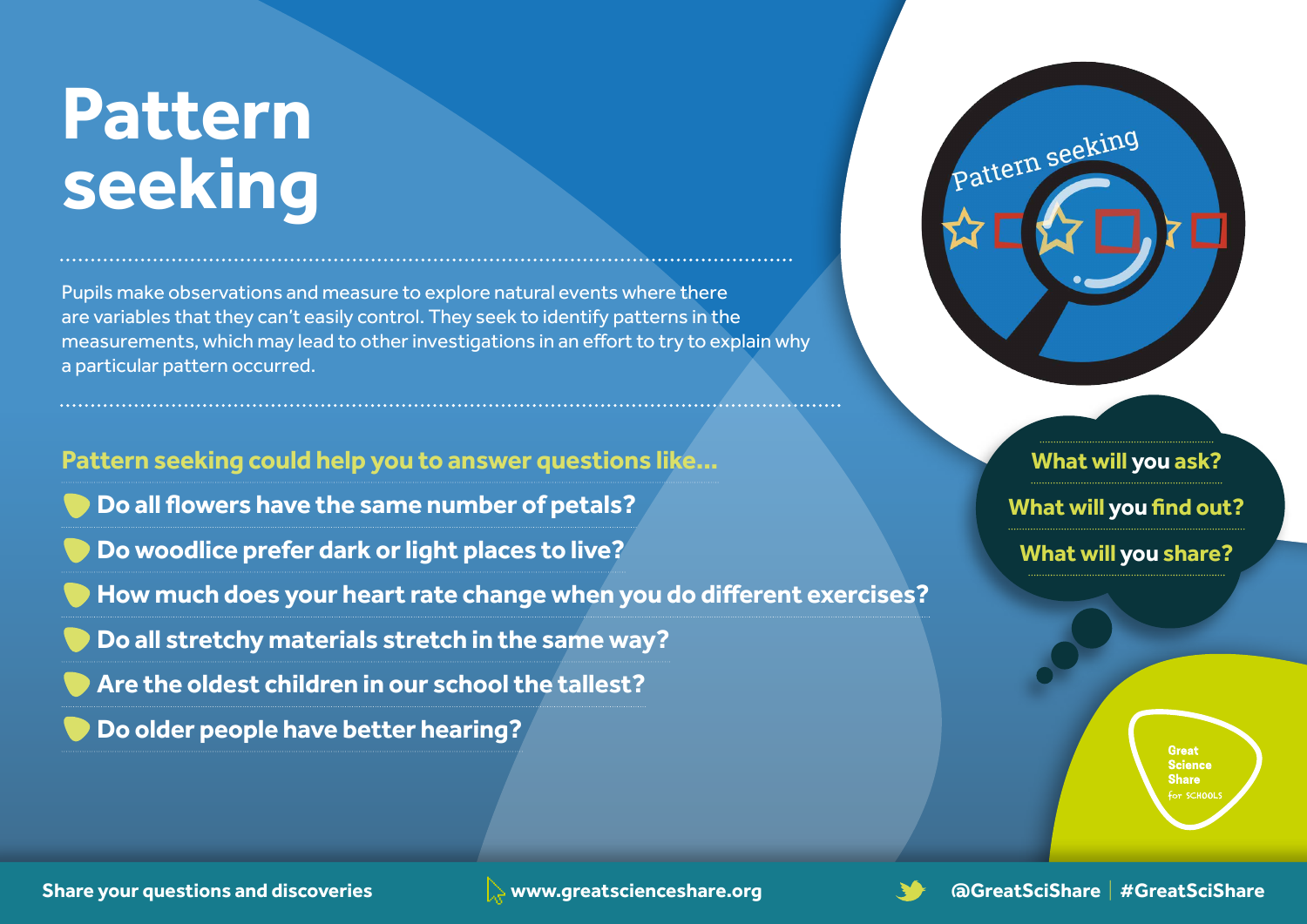# Pattern seeking

Pupils make observations and measure to explore natural events where there are variables that they can't easily control. They seek to identify patterns in the measurements, which may lead to other investigations in an effort to try to explain why a particular pattern occurred.

**Pattern seeking could help you to answer questions like...**

- **Do all flowers have the same number of petals?**
- **Do woodlice prefer dark or light places to live?**
- **How much does your heart rate change when you do different exercises?**
- **Do all stretchy materials stretch in the same way?**
- **Are the oldest children in our school the tallest?**
- **Do older people have better hearing?**

**What will you ask?**

**What will you find out?**

**What will you share?**

Share your questions and discoveries | www.greatscienceshare.org | @GreatSciShare | #GreatSciShare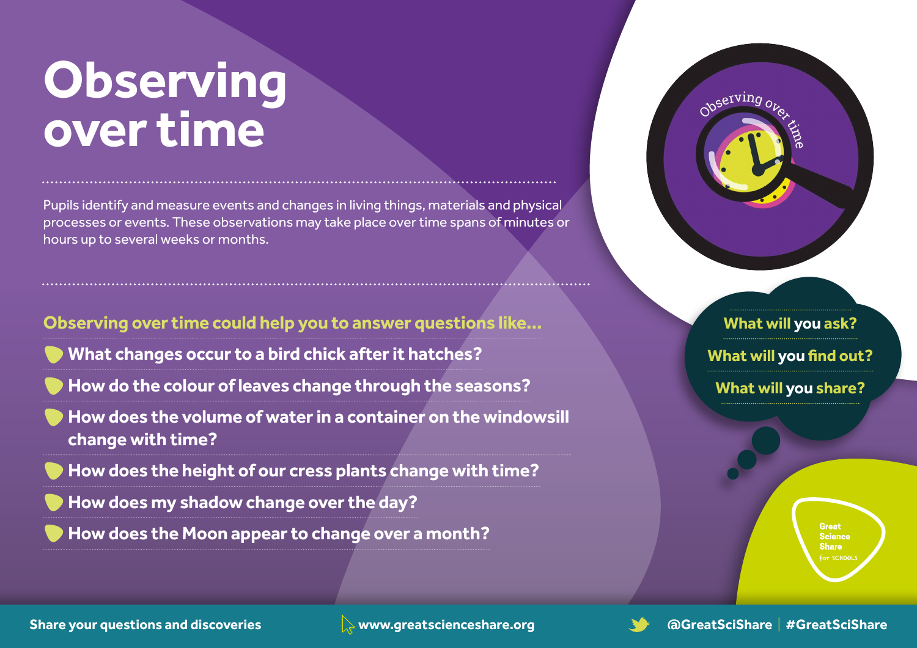# Observing over time

Pupils identify and measure events and changes in living things, materials and physical processes or events. These observations may take place over time spans of minutes or hours up to several weeks or months.

**Observing over time could help you to answer questions like...**

- **What changes occur to a bird chick after it hatches?**
- **How do the colour of leaves change through the seasons?**
- **How does the volume of water in a container on the windowsill change with time?**
- **How does the height of our cress plants change with time?**
- **How does my shadow change over the day?**
- **How does the Moon appear to change over a month?**

**What will you ask?**

**What will you find out?**

**What will you share?**

Great Science Share for SCHOOLS

Share your questions and discoveries | www.greatscienceshare.org | @GreatSciShare | #GreatSciShare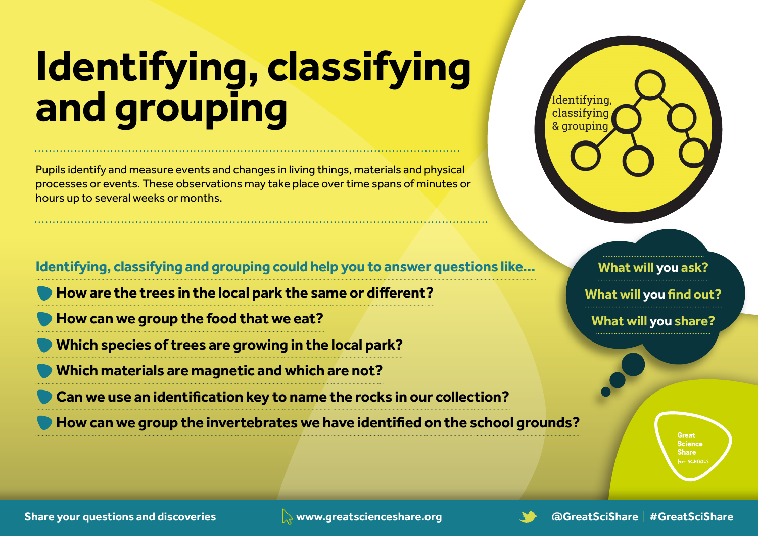# Identifying, classifying and grouping

Pupils identify and measure events and changes in living things, materials and physical processes or events. These observations may take place over time spans of minutes or hours up to several weeks or months.

Identifying, classifying & grouping

**Identifying, classifying and grouping could help you to answer questions like...**

- **How are the trees in the local park the same or different?**
- **How can we group the food that we eat?**
- **Which species of trees are growing in the local park?**
- **Which materials are magnetic and which are not?**
- **Can we use an identification key to name the rocks in our collection?**
- **How can we group the invertebrates we have identified on the school grounds?**

**What will you ask?**

**What will you find out?**

**What will you share?**

Great Science Share for SCHOOLS

Share your questions and discoveries | www.greatscienceshare.org | @GreatSciShare | #GreatSciShare